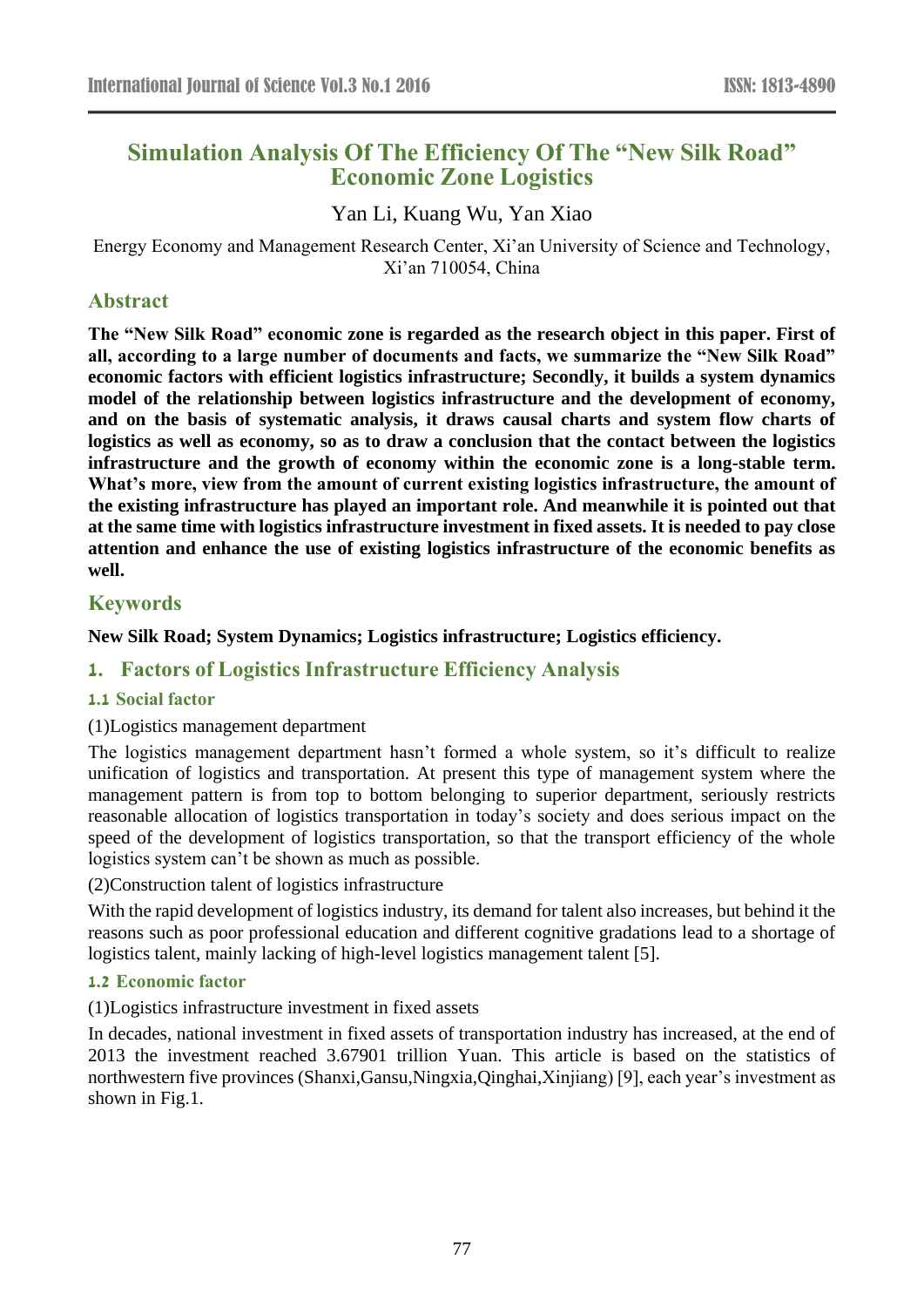# Simulation Analysis Of The Efficiency Of The "New Silk Road" Economic Zone Logistics

Yan Li, Kuang Wu, Yan Xiao

Energy Economy and Management Research Center, Xi'an University of Science and Technology, Xi'an 710054, China

## Abstract

**The "New Silk Road" economic zone is regarded as the research object in this paper. First of all, according to a large number of documents and facts, we summarize the "New Silk Road" economic factors with efficient logistics infrastructure; Secondly, it builds a system dynamics model of the relationship between logistics infrastructure and the development of economy, and on the basis of systematic analysis, it draws causal charts and system flow charts of logistics as well as economy, so as to draw a conclusion that the contact between the logistics infrastructure and the growth of economy within the economic zone is a long-stable term. What's more, view from the amount of current existing logistics infrastructure, the amount of the existing infrastructure has played an important role. And meanwhile it is pointed out that at the same time with logistics infrastructure investment in fixed assets. It is needed to pay close attention and enhance the use of existing logistics infrastructure of the economic benefits as well.**

## Keywords

**New Silk Road; System Dynamics; Logistics infrastructure; Logistics efficiency.**

## 1. Factors of Logistics Infrastructure Efficiency Analysis

### 1.1 Social factor

(1)Logistics management department

The logistics management department hasn't formed a whole system, so it's difficult to realize unification of logistics and transportation. At present this type of management system where the management pattern is from top to bottom belonging to superior department, seriously restricts reasonable allocation of logistics transportation in today's society and does serious impact on the speed of the development of logistics transportation, so that the transport efficiency of the whole logistics system can't be shown as much as possible.

(2)Construction talent of logistics infrastructure

With the rapid development of logistics industry, its demand for talent also increases, but behind it the reasons such as poor professional education and different cognitive gradations lead to a shortage of logistics talent, mainly lacking of high-level logistics management talent [5].

### 1.2 Economic factor

(1)Logistics infrastructure investment in fixed assets

In decades, national investment in fixed assets of transportation industry has increased, at the end of 2013 the investment reached 3.67901 trillion Yuan. This article is based on the statistics of northwestern five provinces (Shanxi,Gansu,Ningxia,Qinghai,Xinjiang) [9], each year's investment as shown in Fig.1.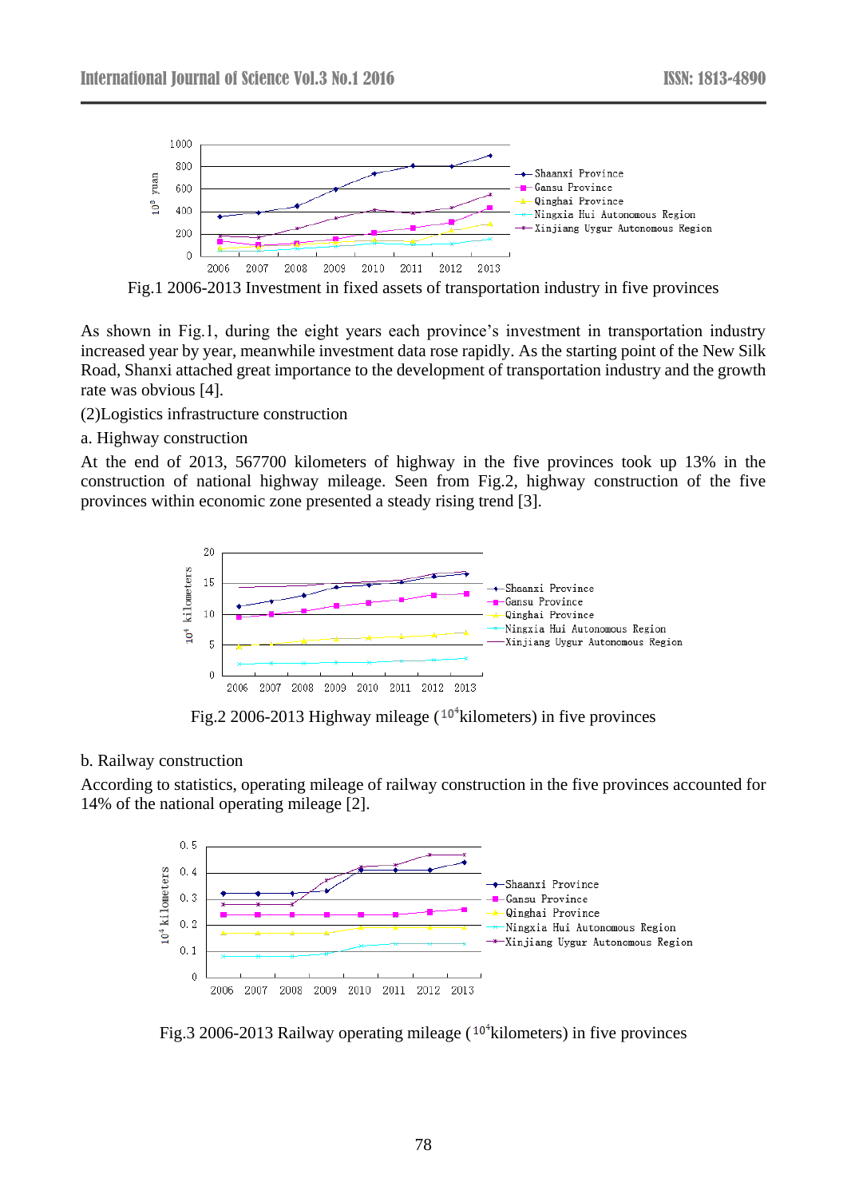Fig.1 2006-2013 Investment in fixed assets of transportation industry in five provinces

As shown in Fig.1, during the eight years each province's investment in transportation industry increased year by year, meanwhile investment data rose rapidly. As the starting point of the New Silk Road, Shanxi attached great importance to the development of transportation industry and the growth rate was obvious [4].

(2)Logistics infrastructure construction

a. Highway construction

At the end of 2013, 567700 kilometers of highway in the five provinces took up 13% in the construction of national highway mileage. Seen from Fig.2, highway construction of the five provinces within economic zone presented a steady rising trend [3].

Fig.2 2006-2013 Highway mileage ($10^4$kilometers) in five provinces

b. Railway construction

According to statistics, operating mileage of railway construction in the five provinces accounted for 14% of the national operating mileage [2].

Fig.3 2006-2013 Railway operating mileage ($10^4$kilometers) in five provinces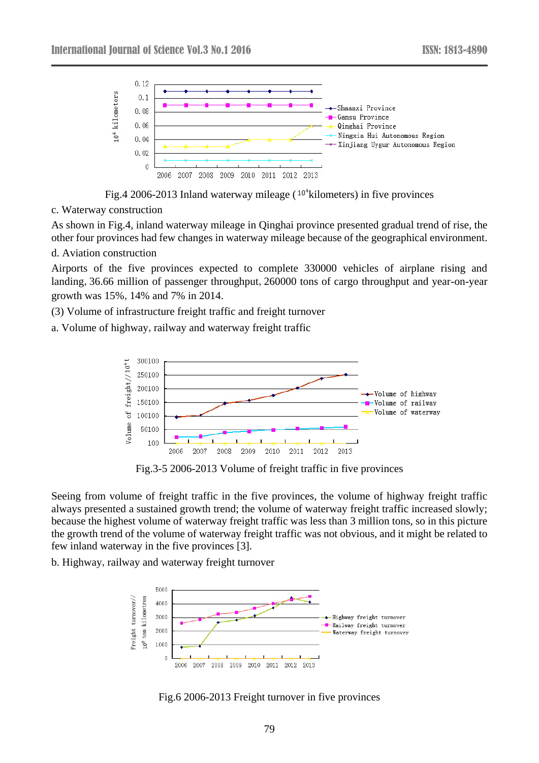Fig.4 2006-2013 Inland waterway mileage ( $10^4$kilometers) in five provinces

c. Waterway construction

As shown in Fig.4, inland waterway mileage in Qinghai province presented gradual trend of rise, the other four provinces had few changes in waterway mileage because of the geographical environment.

d. Aviation construction

Airports of the five provinces expected to complete 330000 vehicles of airplane rising and landing, 36.66 million of passenger throughput, 260000 tons of cargo throughput and year-on-year growth was 15%, 14% and 7% in 2014.

(3) Volume of infrastructure freight traffic and freight turnover

a. Volume of highway, railway and waterway freight traffic

Fig.3-5 2006-2013 Volume of freight traffic in five provinces

Seeing from volume of freight traffic in the five provinces, the volume of highway freight traffic always presented a sustained growth trend; the volume of waterway freight traffic increased slowly; because the highest volume of waterway freight traffic was less than 3 million tons, so in this picture the growth trend of the volume of waterway freight traffic was not obvious, and it might be related to few inland waterway in the five provinces [3].

b. Highway, railway and waterway freight turnover

Fig.6 2006-2013 Freight turnover in five provinces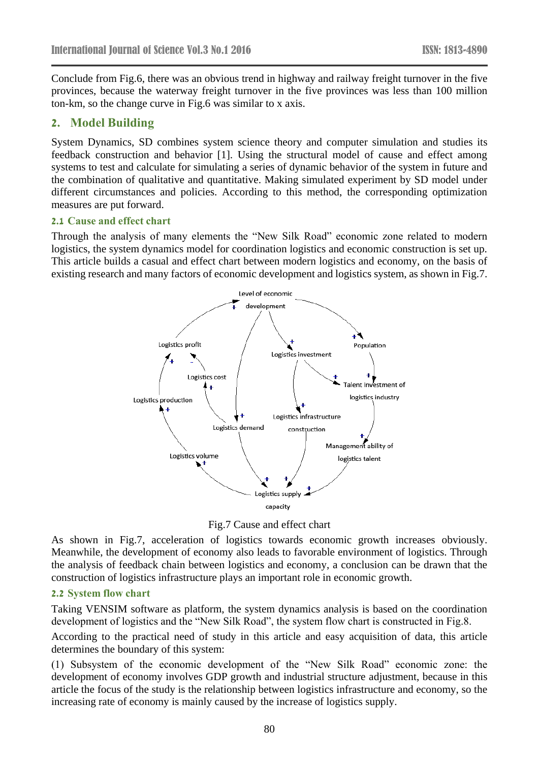Conclude from Fig.6, there was an obvious trend in highway and railway freight turnover in the five provinces, because the waterway freight turnover in the five provinces was less than 100 million ton-km, so the change curve in Fig.6 was similar to x axis.

## 2. Model Building

System Dynamics, SD combines system science theory and computer simulation and studies its feedback construction and behavior [1]. Using the structural model of cause and effect among systems to test and calculate for simulating a series of dynamic behavior of the system in future and the combination of qualitative and quantitative. Making simulated experiment by SD model under different circumstances and policies. According to this method, the corresponding optimization measures are put forward.

### 2.1 Cause and effect chart

Through the analysis of many elements the "New Silk Road" economic zone related to modern logistics, the system dynamics model for coordination logistics and economic construction is set up. This article builds a casual and effect chart between modern logistics and economy, on the basis of existing research and many factors of economic development and logistics system, as shown in Fig.7.

Fig.7 Cause and effect chart

As shown in Fig.7, acceleration of logistics towards economic growth increases obviously. Meanwhile, the development of economy also leads to favorable environment of logistics. Through the analysis of feedback chain between logistics and economy, a conclusion can be drawn that the construction of logistics infrastructure plays an important role in economic growth.

### 2.2 System flow chart

Taking VENSIM software as platform, the system dynamics analysis is based on the coordination development of logistics and the "New Silk Road", the system flow chart is constructed in Fig.8.

According to the practical need of study in this article and easy acquisition of data, this article determines the boundary of this system:

(1) Subsystem of the economic development of the "New Silk Road" economic zone: the development of economy involves GDP growth and industrial structure adjustment, because in this article the focus of the study is the relationship between logistics infrastructure and economy, so the increasing rate of economy is mainly caused by the increase of logistics supply.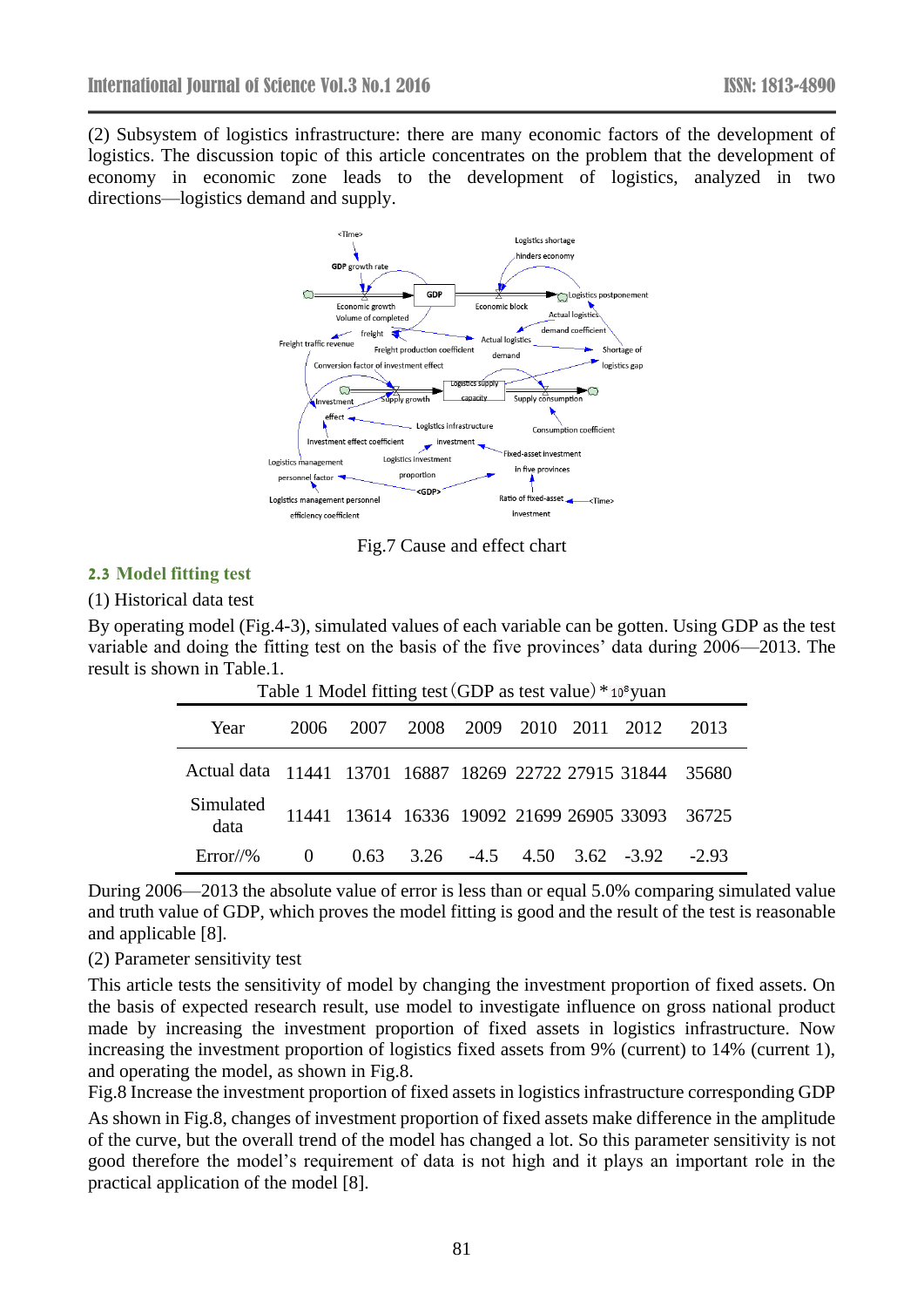(2) Subsystem of logistics infrastructure: there are many economic factors of the development of logistics. The discussion topic of this article concentrates on the problem that the development of economy in economic zone leads to the development of logistics, analyzed in two directions—logistics demand and supply.

Fig.7 Cause and effect chart

### 2.3 Model fitting test

(1) Historical data test

By operating model (Fig.4-3), simulated values of each variable can be gotten. Using GDP as the test variable and doing the fitting test on the basis of the five provinces' data during 2006—2013. The result is shown in Table.1.

Table 1 Model fitting test (GDP as test value) * $10^8$ yuan

| Year | 2006 | 2007 | 2008 | 2009 | 2010 | 2011 | 2012 | 2013 |
|---|---|---|---|---|---|---|---|---|
| Actual data | 11441 | 13701 | 16887 | 18269 | 22722 | 27915 | 31844 | 35680 |
| Simulated data | 11441 | 13614 | 16336 | 19092 | 21699 | 26905 | 33093 | 36725 |
| Error//% | 0 | 0.63 | 3.26 | -4.5 | 4.50 | 3.62 | -3.92 | -2.93 |

During 2006—2013 the absolute value of error is less than or equal 5.0% comparing simulated value and truth value of GDP, which proves the model fitting is good and the result of the test is reasonable and applicable [8].

(2) Parameter sensitivity test

This article tests the sensitivity of model by changing the investment proportion of fixed assets. On the basis of expected research result, use model to investigate influence on gross national product made by increasing the investment proportion of fixed assets in logistics infrastructure. Now increasing the investment proportion of logistics fixed assets from 9% (current) to 14% (current 1), and operating the model, as shown in Fig.8.

Fig.8 Increase the investment proportion of fixed assets in logistics infrastructure corresponding GDP

As shown in Fig.8, changes of investment proportion of fixed assets make difference in the amplitude of the curve, but the overall trend of the model has changed a lot. So this parameter sensitivity is not good therefore the model's requirement of data is not high and it plays an important role in the practical application of the model [8].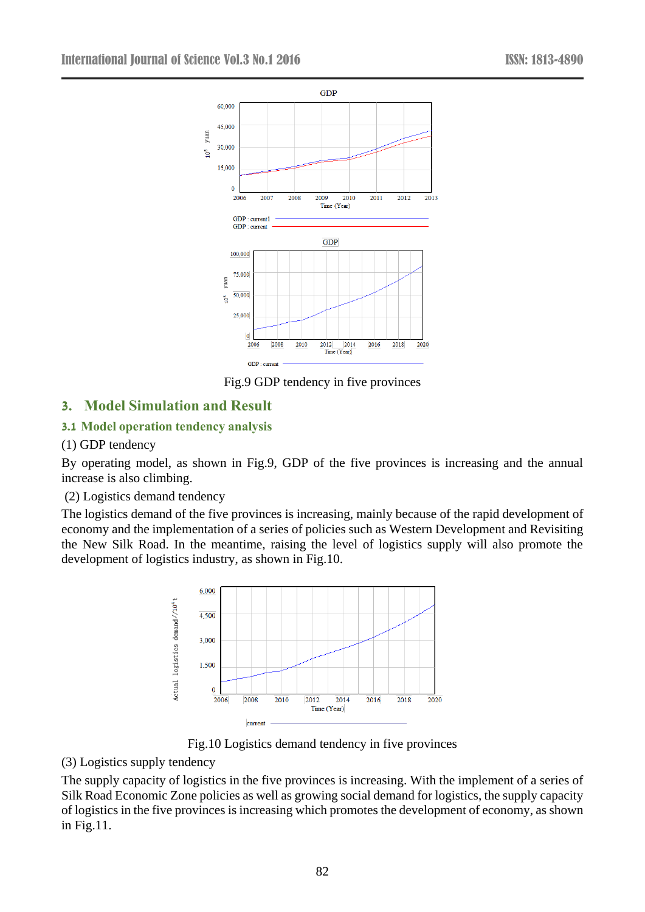Fig.9 GDP tendency in five provinces

## 3. Model Simulation and Result

### 3.1 Model operation tendency analysis

(1) GDP tendency

By operating model, as shown in Fig.9, GDP of the five provinces is increasing and the annual increase is also climbing.

(2) Logistics demand tendency

The logistics demand of the five provinces is increasing, mainly because of the rapid development of economy and the implementation of a series of policies such as Western Development and Revisiting the New Silk Road. In the meantime, raising the level of logistics supply will also promote the development of logistics industry, as shown in Fig.10.

Fig.10 Logistics demand tendency in five provinces

(3) Logistics supply tendency

The supply capacity of logistics in the five provinces is increasing. With the implement of a series of Silk Road Economic Zone policies as well as growing social demand for logistics, the supply capacity of logistics in the five provinces is increasing which promotes the development of economy, as shown in Fig.11.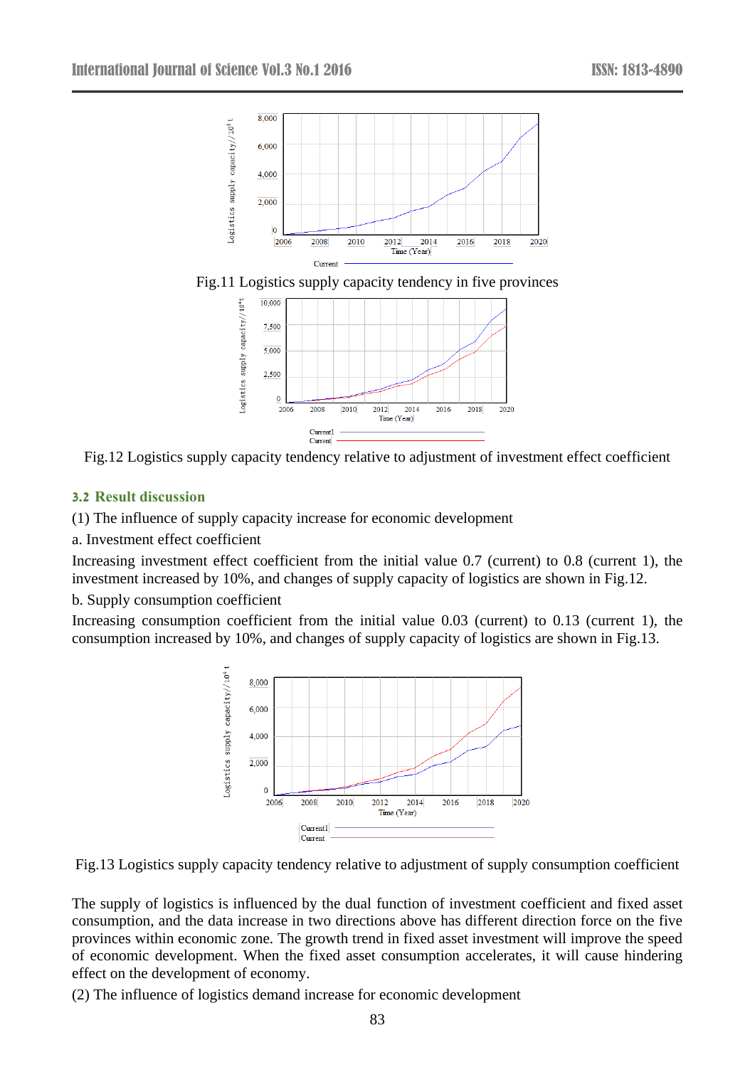Fig.11 Logistics supply capacity tendency in five provinces

Fig.12 Logistics supply capacity tendency relative to adjustment of investment effect coefficient

### 3.2 Result discussion

(1) The influence of supply capacity increase for economic development

a. Investment effect coefficient

Increasing investment effect coefficient from the initial value 0.7 (current) to 0.8 (current 1), the investment increased by 10%, and changes of supply capacity of logistics are shown in Fig.12.

b. Supply consumption coefficient

Increasing consumption coefficient from the initial value 0.03 (current) to 0.13 (current 1), the consumption increased by 10%, and changes of supply capacity of logistics are shown in Fig.13.

Fig.13 Logistics supply capacity tendency relative to adjustment of supply consumption coefficient

The supply of logistics is influenced by the dual function of investment coefficient and fixed asset consumption, and the data increase in two directions above has different direction force on the five provinces within economic zone. The growth trend in fixed asset investment will improve the speed of economic development. When the fixed asset consumption accelerates, it will cause hindering effect on the development of economy.

(2) The influence of logistics demand increase for economic development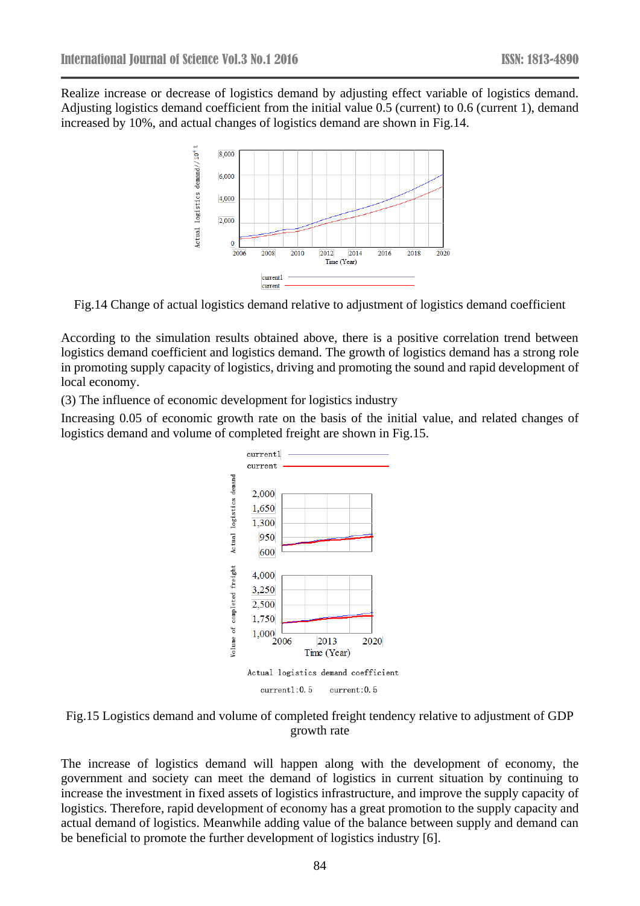Realize increase or decrease of logistics demand by adjusting effect variable of logistics demand. Adjusting logistics demand coefficient from the initial value 0.5 (current) to 0.6 (current 1), demand increased by 10%, and actual changes of logistics demand are shown in Fig.14.

Fig.14 Change of actual logistics demand relative to adjustment of logistics demand coefficient

According to the simulation results obtained above, there is a positive correlation trend between logistics demand coefficient and logistics demand. The growth of logistics demand has a strong role in promoting supply capacity of logistics, driving and promoting the sound and rapid development of local economy.

(3) The influence of economic development for logistics industry

Increasing 0.05 of economic growth rate on the basis of the initial value, and related changes of logistics demand and volume of completed freight are shown in Fig.15.

Fig.15 Logistics demand and volume of completed freight tendency relative to adjustment of GDP growth rate

The increase of logistics demand will happen along with the development of economy, the government and society can meet the demand of logistics in current situation by continuing to increase the investment in fixed assets of logistics infrastructure, and improve the supply capacity of logistics. Therefore, rapid development of economy has a great promotion to the supply capacity and actual demand of logistics. Meanwhile adding value of the balance between supply and demand can be beneficial to promote the further development of logistics industry [6].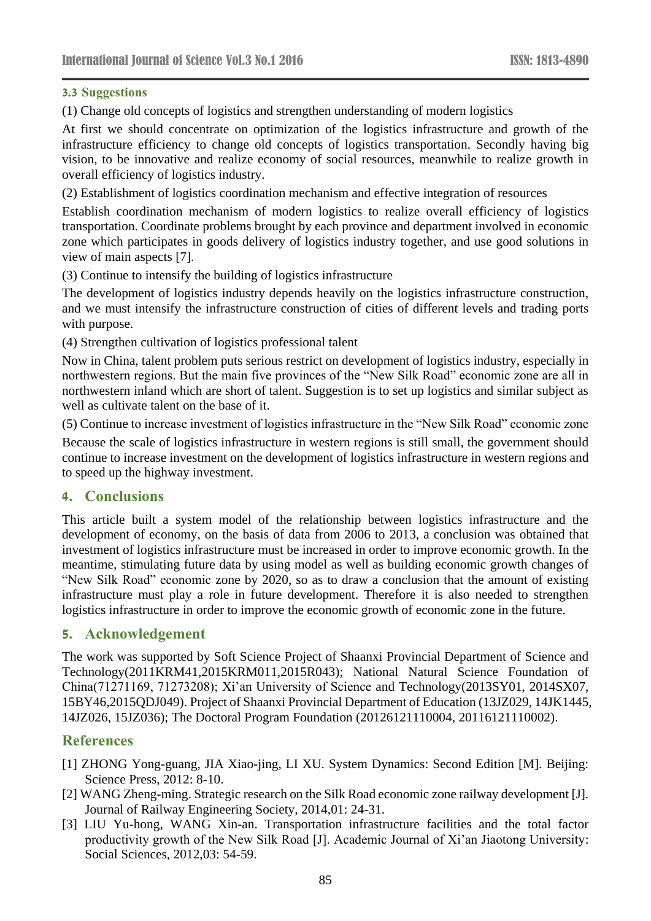### 3.3 Suggestions

(1) Change old concepts of logistics and strengthen understanding of modern logistics

At first we should concentrate on optimization of the logistics infrastructure and growth of the infrastructure efficiency to change old concepts of logistics transportation. Secondly having big vision, to be innovative and realize economy of social resources, meanwhile to realize growth in overall efficiency of logistics industry.

(2) Establishment of logistics coordination mechanism and effective integration of resources

Establish coordination mechanism of modern logistics to realize overall efficiency of logistics transportation. Coordinate problems brought by each province and department involved in economic zone which participates in goods delivery of logistics industry together, and use good solutions in view of main aspects [7].

(3) Continue to intensify the building of logistics infrastructure

The development of logistics industry depends heavily on the logistics infrastructure construction, and we must intensify the infrastructure construction of cities of different levels and trading ports with purpose.

(4) Strengthen cultivation of logistics professional talent

Now in China, talent problem puts serious restrict on development of logistics industry, especially in northwestern regions. But the main five provinces of the "New Silk Road" economic zone are all in northwestern inland which are short of talent. Suggestion is to set up logistics and similar subject as well as cultivate talent on the base of it.

(5) Continue to increase investment of logistics infrastructure in the "New Silk Road" economic zone

Because the scale of logistics infrastructure in western regions is still small, the government should continue to increase investment on the development of logistics infrastructure in western regions and to speed up the highway investment.

## 4. Conclusions

This article built a system model of the relationship between logistics infrastructure and the development of economy, on the basis of data from 2006 to 2013, a conclusion was obtained that investment of logistics infrastructure must be increased in order to improve economic growth. In the meantime, stimulating future data by using model as well as building economic growth changes of "New Silk Road" economic zone by 2020, so as to draw a conclusion that the amount of existing infrastructure must play a role in future development. Therefore it is also needed to strengthen logistics infrastructure in order to improve the economic growth of economic zone in the future.

## 5. Acknowledgement

The work was supported by Soft Science Project of Shaanxi Provincial Department of Science and Technology(2011KRM41,2015KRM011,2015R043); National Natural Science Foundation of China(71271169, 71273208); Xi'an University of Science and Technology(2013SY01, 2014SX07, 15BY46,2015QDJ049). Project of Shaanxi Provincial Department of Education (13JZ029, 14JK1445, 14JZ026, 15JZ036); The Doctoral Program Foundation (20126121110004, 20116121110002).

## References

[1] ZHONG Yong-guang, JIA Xiao-jing, LI XU. System Dynamics: Second Edition [M]. Beijing: Science Press, 2012: 8-10.

[2] WANG Zheng-ming. Strategic research on the Silk Road economic zone railway development [J]. Journal of Railway Engineering Society, 2014,01: 24-31.

[3] LIU Yu-hong, WANG Xin-an. Transportation infrastructure facilities and the total factor productivity growth of the New Silk Road [J]. Academic Journal of Xi'an Jiaotong University: Social Sciences, 2012,03: 54-59.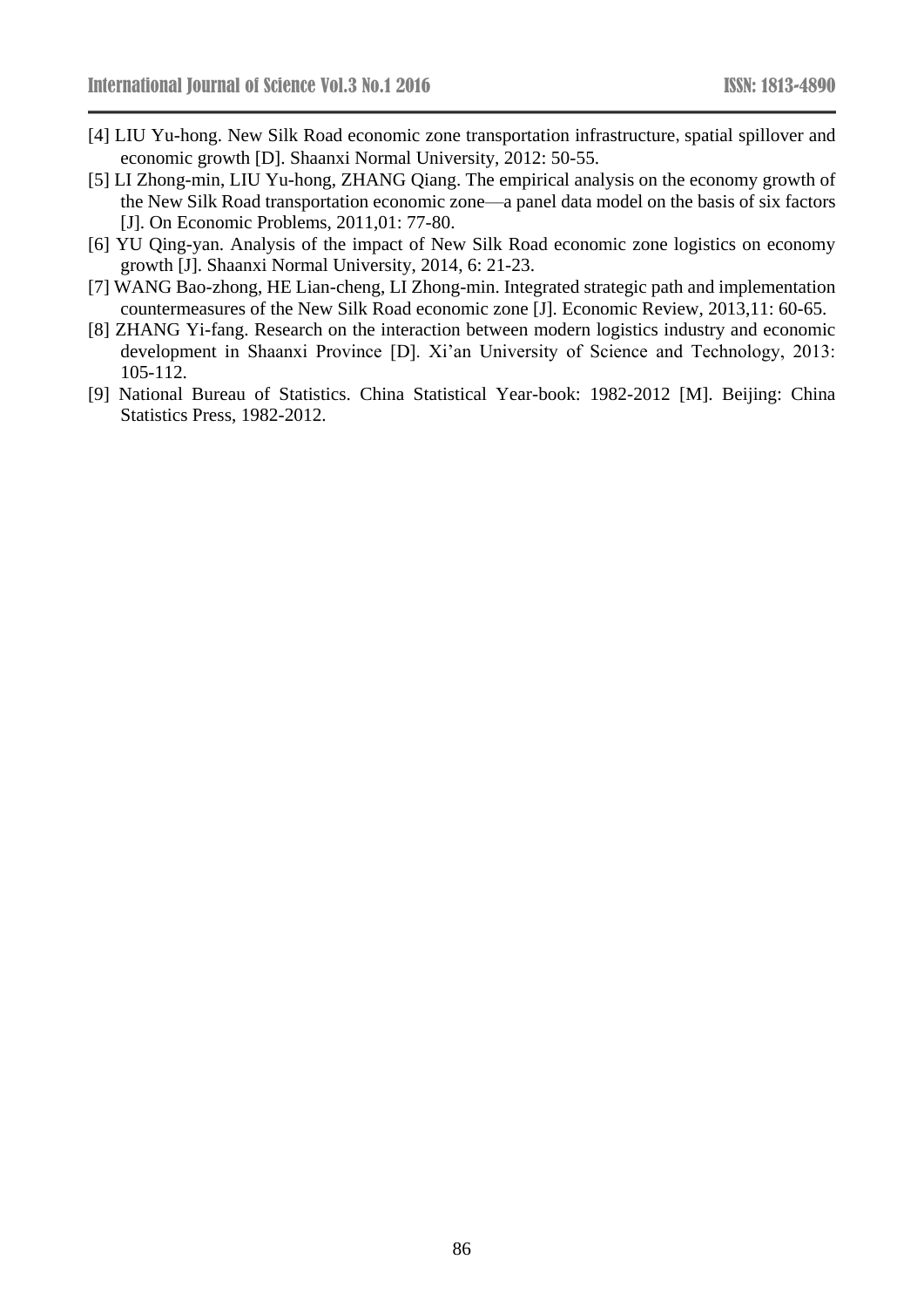[4] LIU Yu-hong. New Silk Road economic zone transportation infrastructure, spatial spillover and economic growth [D]. Shaanxi Normal University, 2012: 50-55.

[5] LI Zhong-min, LIU Yu-hong, ZHANG Qiang. The empirical analysis on the economy growth of the New Silk Road transportation economic zone—a panel data model on the basis of six factors [J]. On Economic Problems, 2011,01: 77-80.

[6] YU Qing-yan. Analysis of the impact of New Silk Road economic zone logistics on economy growth [J]. Shaanxi Normal University, 2014, 6: 21-23.

[7] WANG Bao-zhong, HE Lian-cheng, LI Zhong-min. Integrated strategic path and implementation countermeasures of the New Silk Road economic zone [J]. Economic Review, 2013,11: 60-65.

[8] ZHANG Yi-fang. Research on the interaction between modern logistics industry and economic development in Shaanxi Province [D]. Xi'an University of Science and Technology, 2013: 105-112.

[9] National Bureau of Statistics. China Statistical Year-book: 1982-2012 [M]. Beijing: China Statistics Press, 1982-2012.